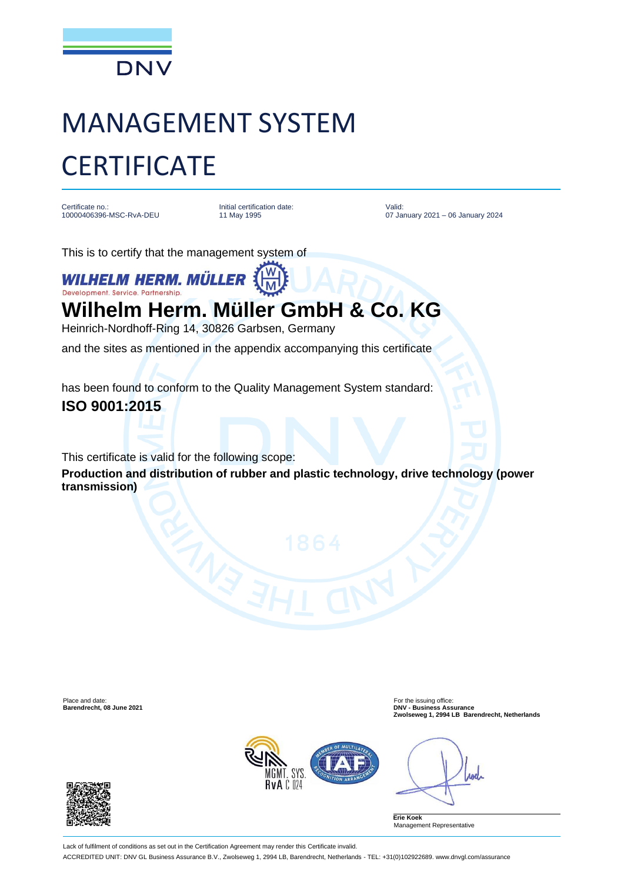DNV

# MANAGEMENT SYSTEM CERTIFICATE

| Certificate no.: | Initial certification date: | Valid: |
| --- | --- | --- |
| 10000406396-MSC-RvA-DEU | 11 May 1995 | 07 January 2021 – 06 January 2024 |

This is to certify that the management system of

WILHELM HERM. MÜLLER
Development. Service. Partnership.

## Wilhelm Herm. Müller GmbH & Co. KG

Heinrich-Nordhoff-Ring 14, 30826 Garbsen, Germany

and the sites as mentioned in the appendix accompanying this certificate

has been found to conform to the Quality Management System standard:

**ISO 9001:2015**

This certificate is valid for the following scope:

**Production and distribution of rubber and plastic technology, drive technology (power transmission)**

Place and date:
**Barendrecht, 08 June 2021**

For the issuing office:
**DNV - Business Assurance**
**Zwolseweg 1, 2994 LB Barendrecht, Netherlands**

MGMT. SYS.
RvA C 024

**Erie Koek**
Management Representative

Lack of fulfilment of conditions as set out in the Certification Agreement may render this Certificate invalid.

ACCREDITED UNIT: DNV GL Business Assurance B.V., Zwolseweg 1, 2994 LB, Barendrecht, Netherlands - TEL: +31(0)102922689. www.dnvgl.com/assurance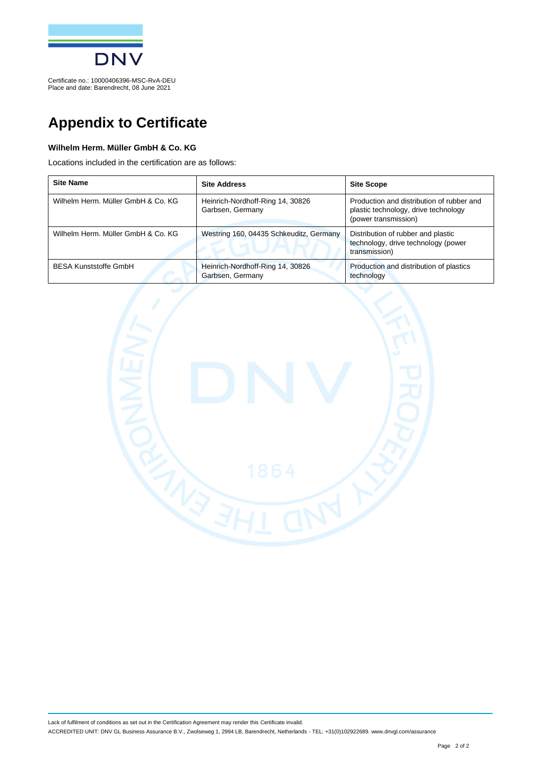Certificate no.: 10000406396-MSC-RvA-DEU
Place and date: Barendrecht, 08 June 2021

# Appendix to Certificate

**Wilhelm Herm. Müller GmbH & Co. KG**

Locations included in the certification are as follows:

| Site Name | Site Address | Site Scope |
|---|---|---|
| Wilhelm Herm. Müller GmbH & Co. KG | Heinrich-Nordhoff-Ring 14, 30826 Garbsen, Germany | Production and distribution of rubber and plastic technology, drive technology (power transmission) |
| Wilhelm Herm. Müller GmbH & Co. KG | Westring 160, 04435 Schkeuditz, Germany | Distribution of rubber and plastic technology, drive technology (power transmission) |
| BESA Kunststoffe GmbH | Heinrich-Nordhoff-Ring 14, 30826 Garbsen, Germany | Production and distribution of plastics technology |

Lack of fulfilment of conditions as set out in the Certification Agreement may render this Certificate invalid.

ACCREDITED UNIT: DNV GL Business Assurance B.V., Zwolseweg 1, 2994 LB, Barendrecht, Netherlands - TEL: +31(0)102922689. www.dnvgl.com/assurance